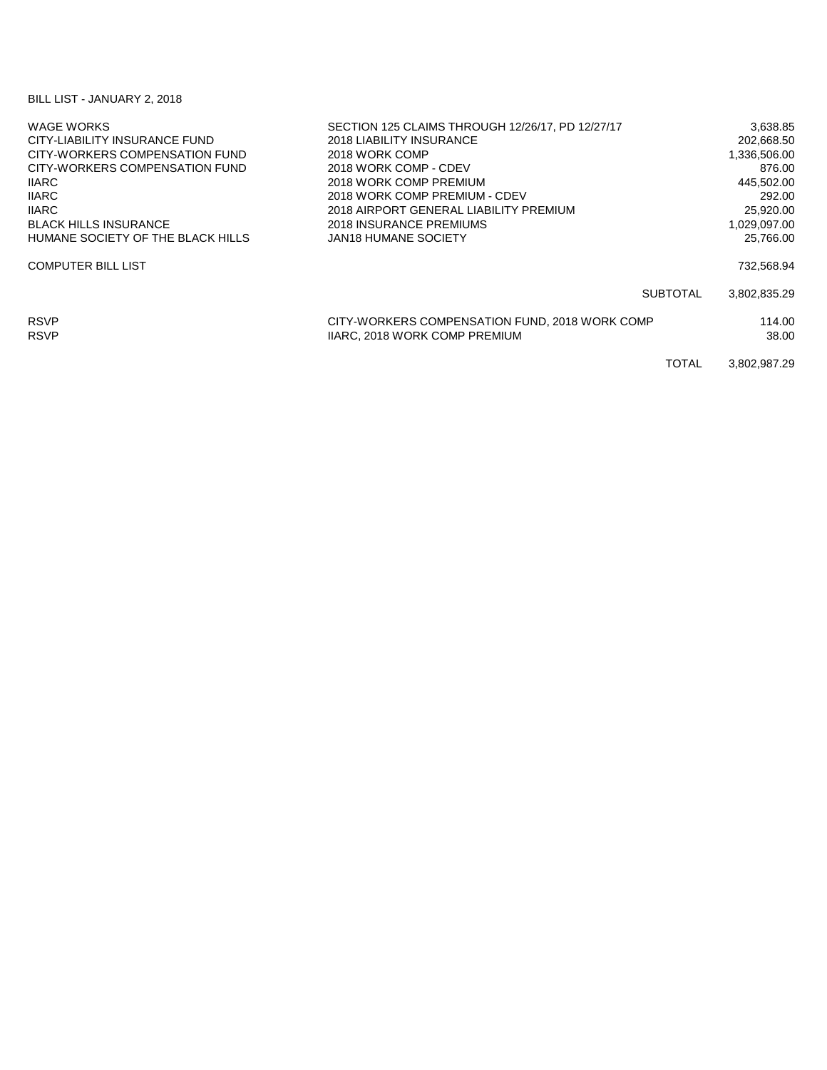BILL LIST - JANUARY 2, 2018

| | | |
|---|---|---|
| WAGE WORKS | SECTION 125 CLAIMS THROUGH 12/26/17, PD 12/27/17 | 3,638.85 |
| CITY-LIABILITY INSURANCE FUND | 2018 LIABILITY INSURANCE | 202,668.50 |
| CITY-WORKERS COMPENSATION FUND | 2018 WORK COMP | 1,336,506.00 |
| CITY-WORKERS COMPENSATION FUND | 2018 WORK COMP - CDEV | 876.00 |
| IIARC | 2018 WORK COMP PREMIUM | 445,502.00 |
| IIARC | 2018 WORK COMP PREMIUM - CDEV | 292.00 |
| IIARC | 2018 AIRPORT GENERAL LIABILITY PREMIUM | 25,920.00 |
| BLACK HILLS INSURANCE | 2018 INSURANCE PREMIUMS | 1,029,097.00 |
| HUMANE SOCIETY OF THE BLACK HILLS | JAN18 HUMANE SOCIETY | 25,766.00 |
| COMPUTER BILL LIST | | 732,568.94 |
| | SUBTOTAL | 3,802,835.29 |
| RSVP | CITY-WORKERS COMPENSATION FUND, 2018 WORK COMP | 114.00 |
| RSVP | IIARC, 2018 WORK COMP PREMIUM | 38.00 |
| | TOTAL | 3,802,987.29 |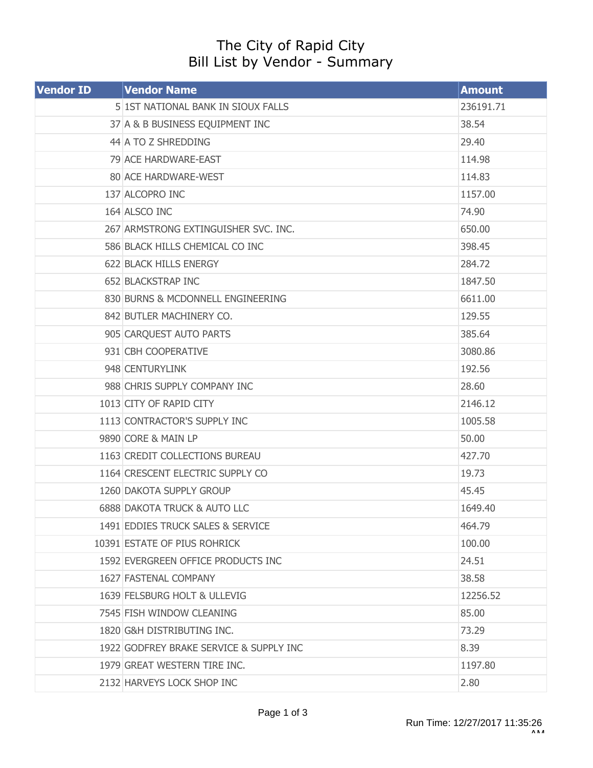# The City of Rapid City
## Bill List by Vendor - Summary

| Vendor ID | Vendor Name | Amount |
|---|---|---|
| 5 | 1ST NATIONAL BANK IN SIOUX FALLS | 236191.71 |
| 37 | A & B BUSINESS EQUIPMENT INC | 38.54 |
| 44 | A TO Z SHREDDING | 29.40 |
| 79 | ACE HARDWARE-EAST | 114.98 |
| 80 | ACE HARDWARE-WEST | 114.83 |
| 137 | ALCOPRO INC | 1157.00 |
| 164 | ALSCO INC | 74.90 |
| 267 | ARMSTRONG EXTINGUISHER SVC. INC. | 650.00 |
| 586 | BLACK HILLS CHEMICAL CO INC | 398.45 |
| 622 | BLACK HILLS ENERGY | 284.72 |
| 652 | BLACKSTRAP INC | 1847.50 |
| 830 | BURNS & MCDONNELL ENGINEERING | 6611.00 |
| 842 | BUTLER MACHINERY CO. | 129.55 |
| 905 | CARQUEST AUTO PARTS | 385.64 |
| 931 | CBH COOPERATIVE | 3080.86 |
| 948 | CENTURYLINK | 192.56 |
| 988 | CHRIS SUPPLY COMPANY INC | 28.60 |
| 1013 | CITY OF RAPID CITY | 2146.12 |
| 1113 | CONTRACTOR'S SUPPLY INC | 1005.58 |
| 9890 | CORE & MAIN LP | 50.00 |
| 1163 | CREDIT COLLECTIONS BUREAU | 427.70 |
| 1164 | CRESCENT ELECTRIC SUPPLY CO | 19.73 |
| 1260 | DAKOTA SUPPLY GROUP | 45.45 |
| 6888 | DAKOTA TRUCK & AUTO LLC | 1649.40 |
| 1491 | EDDIES TRUCK SALES & SERVICE | 464.79 |
| 10391 | ESTATE OF PIUS ROHRICK | 100.00 |
| 1592 | EVERGREEN OFFICE PRODUCTS INC | 24.51 |
| 1627 | FASTENAL COMPANY | 38.58 |
| 1639 | FELSBURG HOLT & ULLEVIG | 12256.52 |
| 7545 | FISH WINDOW CLEANING | 85.00 |
| 1820 | G&H DISTRIBUTING INC. | 73.29 |
| 1922 | GODFREY BRAKE SERVICE & SUPPLY INC | 8.39 |
| 1979 | GREAT WESTERN TIRE INC. | 1197.80 |
| 2132 | HARVEYS LOCK SHOP INC | 2.80 |

Run Time: 12/27/2017 11:35:26 AM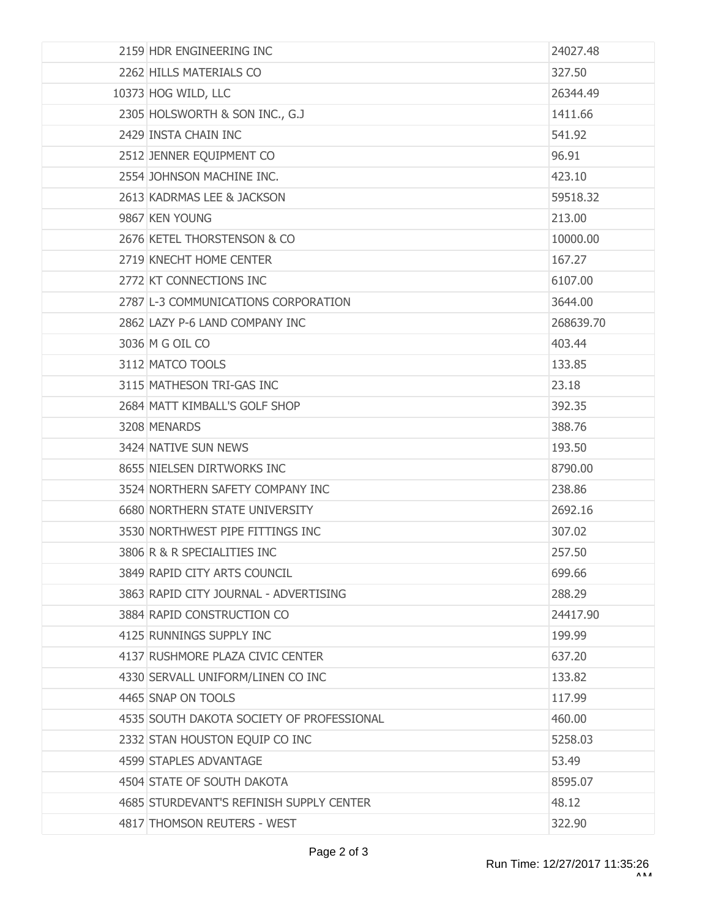| | | |
|---|---|---|
| 2159 | HDR ENGINEERING INC | 24027.48 |
| 2262 | HILLS MATERIALS CO | 327.50 |
| 10373 | HOG WILD, LLC | 26344.49 |
| 2305 | HOLSWORTH & SON INC., G.J | 1411.66 |
| 2429 | INSTA CHAIN INC | 541.92 |
| 2512 | JENNER EQUIPMENT CO | 96.91 |
| 2554 | JOHNSON MACHINE INC. | 423.10 |
| 2613 | KADRMAS LEE & JACKSON | 59518.32 |
| 9867 | KEN YOUNG | 213.00 |
| 2676 | KETEL THORSTENSON & CO | 10000.00 |
| 2719 | KNECHT HOME CENTER | 167.27 |
| 2772 | KT CONNECTIONS INC | 6107.00 |
| 2787 | L-3 COMMUNICATIONS CORPORATION | 3644.00 |
| 2862 | LAZY P-6 LAND COMPANY INC | 268639.70 |
| 3036 | M G OIL CO | 403.44 |
| 3112 | MATCO TOOLS | 133.85 |
| 3115 | MATHESON TRI-GAS INC | 23.18 |
| 2684 | MATT KIMBALL'S GOLF SHOP | 392.35 |
| 3208 | MENARDS | 388.76 |
| 3424 | NATIVE SUN NEWS | 193.50 |
| 8655 | NIELSEN DIRTWORKS INC | 8790.00 |
| 3524 | NORTHERN SAFETY COMPANY INC | 238.86 |
| 6680 | NORTHERN STATE UNIVERSITY | 2692.16 |
| 3530 | NORTHWEST PIPE FITTINGS INC | 307.02 |
| 3806 | R & R SPECIALITIES INC | 257.50 |
| 3849 | RAPID CITY ARTS COUNCIL | 699.66 |
| 3863 | RAPID CITY JOURNAL - ADVERTISING | 288.29 |
| 3884 | RAPID CONSTRUCTION CO | 24417.90 |
| 4125 | RUNNINGS SUPPLY INC | 199.99 |
| 4137 | RUSHMORE PLAZA CIVIC CENTER | 637.20 |
| 4330 | SERVALL UNIFORM/LINEN CO INC | 133.82 |
| 4465 | SNAP ON TOOLS | 117.99 |
| 4535 | SOUTH DAKOTA SOCIETY OF PROFESSIONAL | 460.00 |
| 2332 | STAN HOUSTON EQUIP CO INC | 5258.03 |
| 4599 | STAPLES ADVANTAGE | 53.49 |
| 4504 | STATE OF SOUTH DAKOTA | 8595.07 |
| 4685 | STURDEVANT'S REFINISH SUPPLY CENTER | 48.12 |
| 4817 | THOMSON REUTERS - WEST | 322.90 |

Run Time: 12/27/2017 11:35:26 AM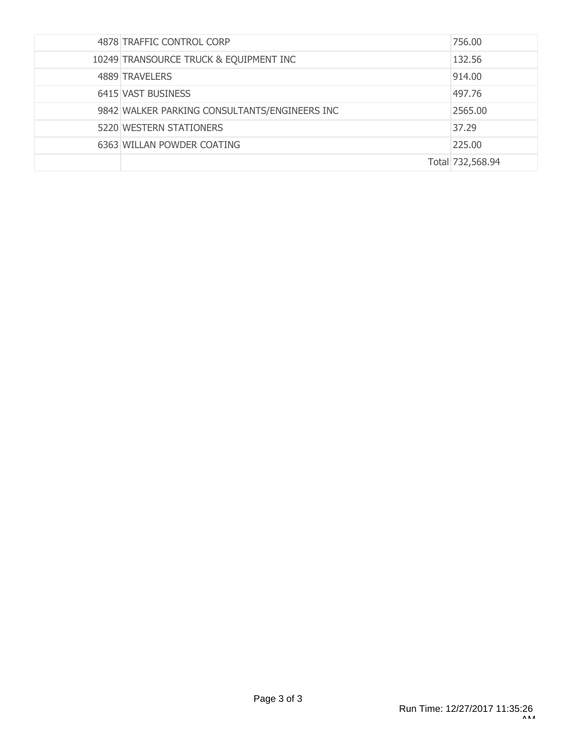| | | |
|---|---|---|
| 4878 | TRAFFIC CONTROL CORP | 756.00 |
| 10249 | TRANSOURCE TRUCK & EQUIPMENT INC | 132.56 |
| 4889 | TRAVELERS | 914.00 |
| 6415 | VAST BUSINESS | 497.76 |
| 9842 | WALKER PARKING CONSULTANTS/ENGINEERS INC | 2565.00 |
| 5220 | WESTERN STATIONERS | 37.29 |
| 6363 | WILLAN POWDER COATING | 225.00 |
| | Total | 732,568.94 |

Run Time: 12/27/2017 11:35:26 AM